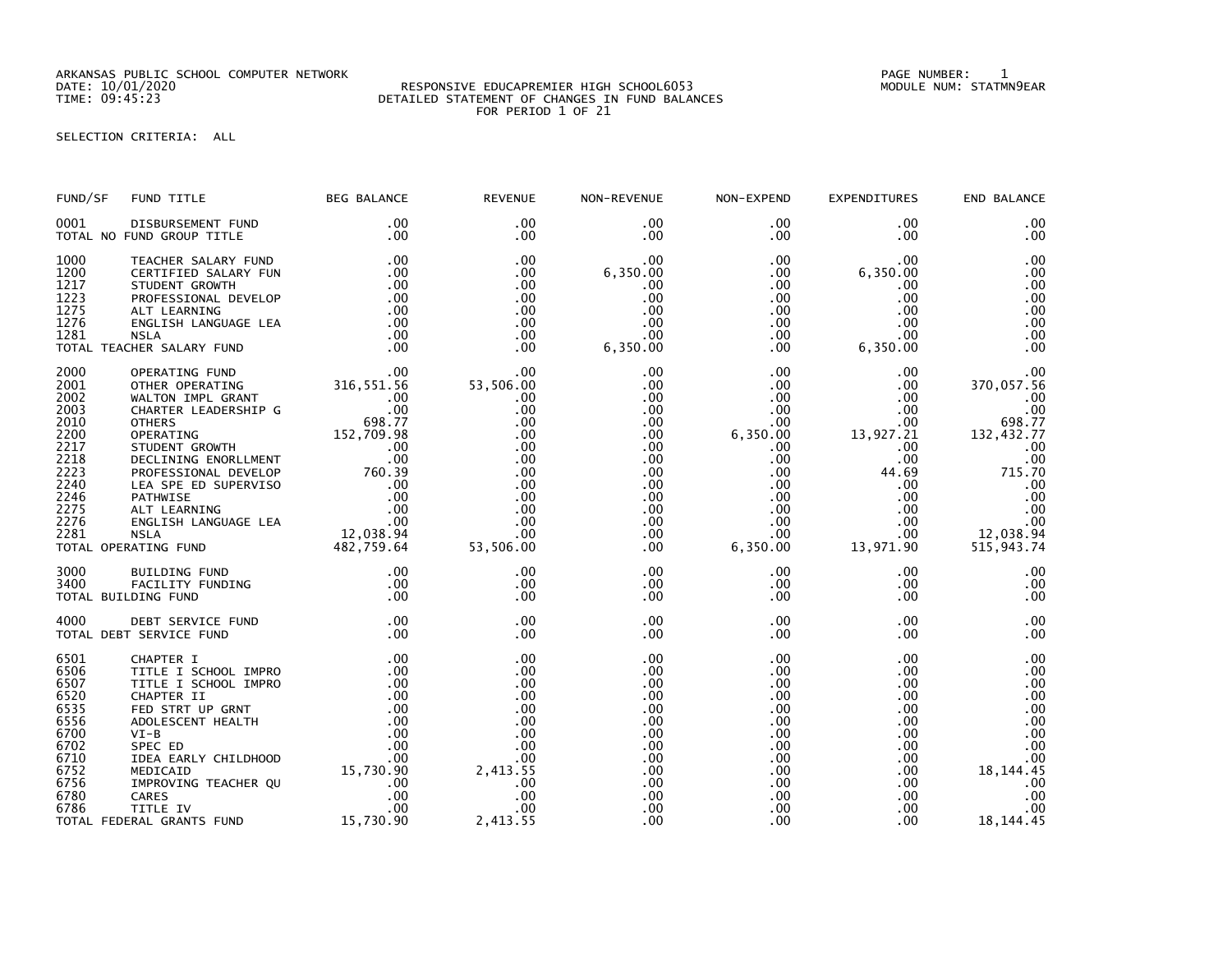ARKANSAS PUBLIC SCHOOL COMPUTER NETWORK
DATE: 10/01/2020
TIME: 09:45:23

RESPONSIVE EDUCAPREMIER HIGH SCHOOL6053
DETAILED STATEMENT OF CHANGES IN FUND BALANCES
FOR PERIOD 1 OF 21

PAGE NUMBER: 1
MODULE NUM: STATMN9EAR

SELECTION CRITERIA: ALL

| FUND/SF | FUND TITLE | BEG BALANCE | REVENUE | NON-REVENUE | NON-EXPEND | EXPENDITURES | END BALANCE |
|---|---|---|---|---|---|---|---|
| 0001 | DISBURSEMENT FUND | .00 | .00 | .00 | .00 | .00 | .00 |
| TOTAL NO FUND GROUP TITLE | | .00 | .00 | .00 | .00 | .00 | .00 |
| 1000 | TEACHER SALARY FUND | .00 | .00 | .00 | .00 | .00 | .00 |
| 1200 | CERTIFIED SALARY FUN | .00 | .00 | 6,350.00 | .00 | 6,350.00 | .00 |
| 1217 | STUDENT GROWTH | .00 | .00 | .00 | .00 | .00 | .00 |
| 1223 | PROFESSIONAL DEVELOP | .00 | .00 | .00 | .00 | .00 | .00 |
| 1275 | ALT LEARNING | .00 | .00 | .00 | .00 | .00 | .00 |
| 1276 | ENGLISH LANGUAGE LEA | .00 | .00 | .00 | .00 | .00 | .00 |
| 1281 | NSLA | .00 | .00 | .00 | .00 | .00 | .00 |
| TOTAL TEACHER SALARY FUND | | .00 | .00 | 6,350.00 | .00 | 6,350.00 | .00 |
| 2000 | OPERATING FUND | .00 | .00 | .00 | .00 | .00 | .00 |
| 2001 | OTHER OPERATING | 316,551.56 | 53,506.00 | .00 | .00 | .00 | 370,057.56 |
| 2002 | WALTON IMPL GRANT | .00 | .00 | .00 | .00 | .00 | .00 |
| 2003 | CHARTER LEADERSHIP G | .00 | .00 | .00 | .00 | .00 | .00 |
| 2010 | OTHERS | 698.77 | .00 | .00 | .00 | .00 | 698.77 |
| 2200 | OPERATING | 152,709.98 | .00 | .00 | 6,350.00 | 13,927.21 | 132,432.77 |
| 2217 | STUDENT GROWTH | .00 | .00 | .00 | .00 | .00 | .00 |
| 2218 | DECLINING ENORLLMENT | .00 | .00 | .00 | .00 | .00 | .00 |
| 2223 | PROFESSIONAL DEVELOP | 760.39 | .00 | .00 | .00 | 44.69 | 715.70 |
| 2240 | LEA SPE ED SUPERVISO | .00 | .00 | .00 | .00 | .00 | .00 |
| 2246 | PATHWISE | .00 | .00 | .00 | .00 | .00 | .00 |
| 2275 | ALT LEARNING | .00 | .00 | .00 | .00 | .00 | .00 |
| 2276 | ENGLISH LANGUAGE LEA | .00 | .00 | .00 | .00 | .00 | .00 |
| 2281 | NSLA | 12,038.94 | .00 | .00 | .00 | .00 | 12,038.94 |
| TOTAL OPERATING FUND | | 482,759.64 | 53,506.00 | .00 | 6,350.00 | 13,971.90 | 515,943.74 |
| 3000 | BUILDING FUND | .00 | .00 | .00 | .00 | .00 | .00 |
| 3400 | FACILITY FUNDING | .00 | .00 | .00 | .00 | .00 | .00 |
| TOTAL BUILDING FUND | | .00 | .00 | .00 | .00 | .00 | .00 |
| 4000 | DEBT SERVICE FUND | .00 | .00 | .00 | .00 | .00 | .00 |
| TOTAL DEBT SERVICE FUND | | .00 | .00 | .00 | .00 | .00 | .00 |
| 6501 | CHAPTER I | .00 | .00 | .00 | .00 | .00 | .00 |
| 6506 | TITLE I SCHOOL IMPRO | .00 | .00 | .00 | .00 | .00 | .00 |
| 6507 | TITLE I SCHOOL IMPRO | .00 | .00 | .00 | .00 | .00 | .00 |
| 6520 | CHAPTER II | .00 | .00 | .00 | .00 | .00 | .00 |
| 6535 | FED STRT UP GRNT | .00 | .00 | .00 | .00 | .00 | .00 |
| 6556 | ADOLESCENT HEALTH | .00 | .00 | .00 | .00 | .00 | .00 |
| 6700 | VI-B | .00 | .00 | .00 | .00 | .00 | .00 |
| 6702 | SPEC ED | .00 | .00 | .00 | .00 | .00 | .00 |
| 6710 | IDEA EARLY CHILDHOOD | .00 | .00 | .00 | .00 | .00 | .00 |
| 6752 | MEDICAID | 15,730.90 | 2,413.55 | .00 | .00 | .00 | 18,144.45 |
| 6756 | IMPROVING TEACHER QU | .00 | .00 | .00 | .00 | .00 | .00 |
| 6780 | CARES | .00 | .00 | .00 | .00 | .00 | .00 |
| 6786 | TITLE IV | .00 | .00 | .00 | .00 | .00 | .00 |
| TOTAL FEDERAL GRANTS FUND | | 15,730.90 | 2,413.55 | .00 | .00 | .00 | 18,144.45 |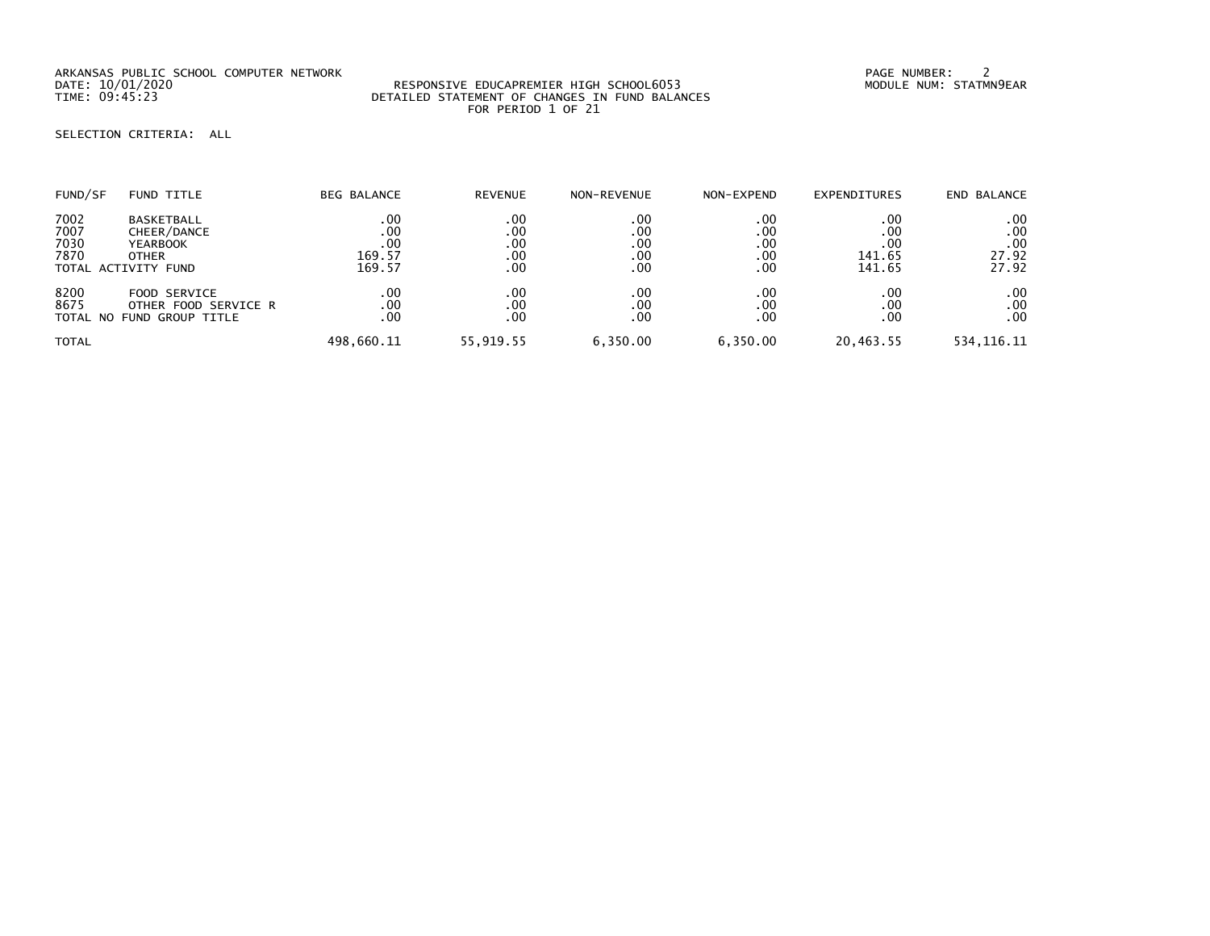ARKANSAS PUBLIC SCHOOL COMPUTER NETWORK
DATE: 10/01/2020
TIME: 09:45:23

RESPONSIVE EDUCAPREMIER HIGH SCHOOL6053
DETAILED STATEMENT OF CHANGES IN FUND BALANCES
FOR PERIOD 1 OF 21

PAGE NUMBER: 2
MODULE NUM: STATMN9EAR

SELECTION CRITERIA: ALL

| FUND/SF | FUND TITLE | BEG BALANCE | REVENUE | NON-REVENUE | NON-EXPEND | EXPENDITURES | END BALANCE |
|---|---|---|---|---|---|---|---|
| 7002 | BASKETBALL | .00 | .00 | .00 | .00 | .00 | .00 |
| 7007 | CHEER/DANCE | .00 | .00 | .00 | .00 | .00 | .00 |
| 7030 | YEARBOOK | .00 | .00 | .00 | .00 | .00 | .00 |
| 7870 | OTHER | 169.57 | .00 | .00 | .00 | 141.65 | 27.92 |
| TOTAL ACTIVITY FUND | | 169.57 | .00 | .00 | .00 | 141.65 | 27.92 |
| 8200 | FOOD SERVICE | .00 | .00 | .00 | .00 | .00 | .00 |
| 8675 | OTHER FOOD SERVICE R | .00 | .00 | .00 | .00 | .00 | .00 |
| TOTAL NO FUND GROUP TITLE | | .00 | .00 | .00 | .00 | .00 | .00 |
| TOTAL | | 498,660.11 | 55,919.55 | 6,350.00 | 6,350.00 | 20,463.55 | 534,116.11 |